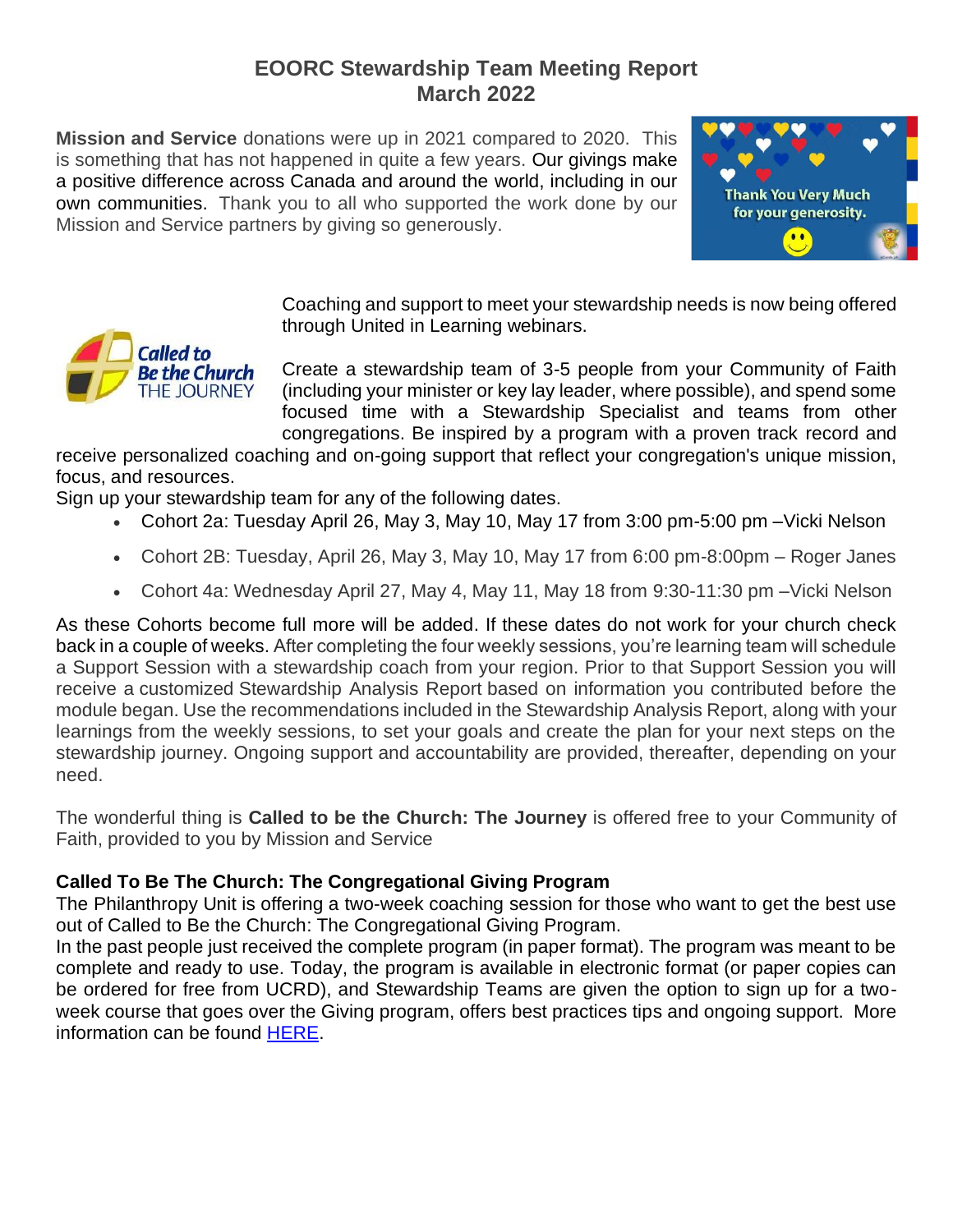# EOORC Stewardship Team Meeting Report
## March 2022

**Mission and Service** donations were up in 2021 compared to 2020. This is something that has not happened in quite a few years. Our givings make a positive difference across Canada and around the world, including in our own communities. Thank you to all who supported the work done by our Mission and Service partners by giving so generously.

Coaching and support to meet your stewardship needs is now being offered through United in Learning webinars.

Create a stewardship team of 3-5 people from your Community of Faith (including your minister or key lay leader, where possible), and spend some focused time with a Stewardship Specialist and teams from other congregations. Be inspired by a program with a proven track record and receive personalized coaching and on-going support that reflect your congregation's unique mission, focus, and resources.

Sign up your stewardship team for any of the following dates.

- Cohort 2a: Tuesday April 26, May 3, May 10, May 17 from 3:00 pm-5:00 pm –Vicki Nelson
- Cohort 2B: Tuesday, April 26, May 3, May 10, May 17 from 6:00 pm-8:00pm – Roger Janes
- Cohort 4a: Wednesday April 27, May 4, May 11, May 18 from 9:30-11:30 pm –Vicki Nelson

As these Cohorts become full more will be added. If these dates do not work for your church check back in a couple of weeks. After completing the four weekly sessions, you're learning team will schedule a Support Session with a stewardship coach from your region. Prior to that Support Session you will receive a customized Stewardship Analysis Report based on information you contributed before the module began. Use the recommendations included in the Stewardship Analysis Report, along with your learnings from the weekly sessions, to set your goals and create the plan for your next steps on the stewardship journey. Ongoing support and accountability are provided, thereafter, depending on your need.

The wonderful thing is **Called to be the Church: The Journey** is offered free to your Community of Faith, provided to you by Mission and Service

**Called To Be The Church: The Congregational Giving Program**

The Philanthropy Unit is offering a two-week coaching session for those who want to get the best use out of Called to Be the Church: The Congregational Giving Program.

In the past people just received the complete program (in paper format). The program was meant to be complete and ready to use. Today, the program is available in electronic format (or paper copies can be ordered for free from UCRD), and Stewardship Teams are given the option to sign up for a two-week course that goes over the Giving program, offers best practices tips and ongoing support. More information can be found HERE.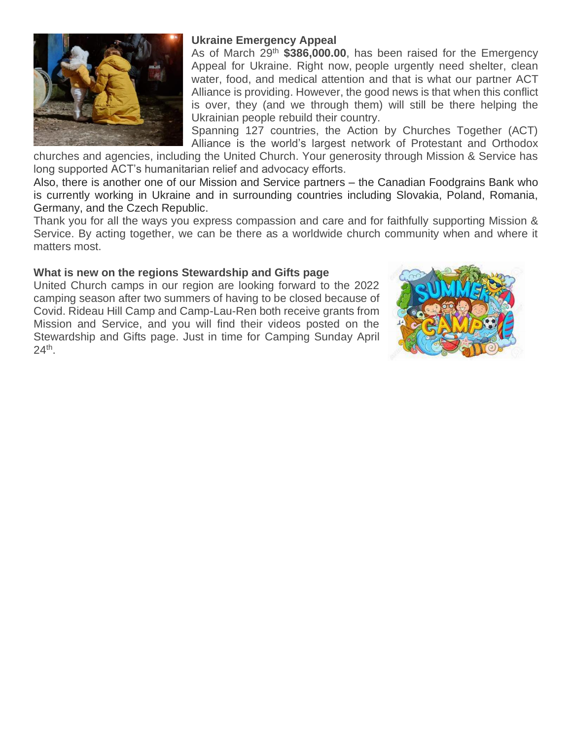### Ukraine Emergency Appeal

As of March 29th **$386,000.00**, has been raised for the Emergency Appeal for Ukraine. Right now, people urgently need shelter, clean water, food, and medical attention and that is what our partner ACT Alliance is providing. However, the good news is that when this conflict is over, they (and we through them) will still be there helping the Ukrainian people rebuild their country.

Spanning 127 countries, the Action by Churches Together (ACT) Alliance is the world's largest network of Protestant and Orthodox churches and agencies, including the United Church. Your generosity through Mission & Service has long supported ACT's humanitarian relief and advocacy efforts.

Also, there is another one of our Mission and Service partners – the Canadian Foodgrains Bank who is currently working in Ukraine and in surrounding countries including Slovakia, Poland, Romania, Germany, and the Czech Republic.

Thank you for all the ways you express compassion and care and for faithfully supporting Mission & Service. By acting together, we can be there as a worldwide church community when and where it matters most.

### What is new on the regions Stewardship and Gifts page

United Church camps in our region are looking forward to the 2022 camping season after two summers of having to be closed because of Covid. Rideau Hill Camp and Camp-Lau-Ren both receive grants from Mission and Service, and you will find their videos posted on the Stewardship and Gifts page. Just in time for Camping Sunday April 24th.